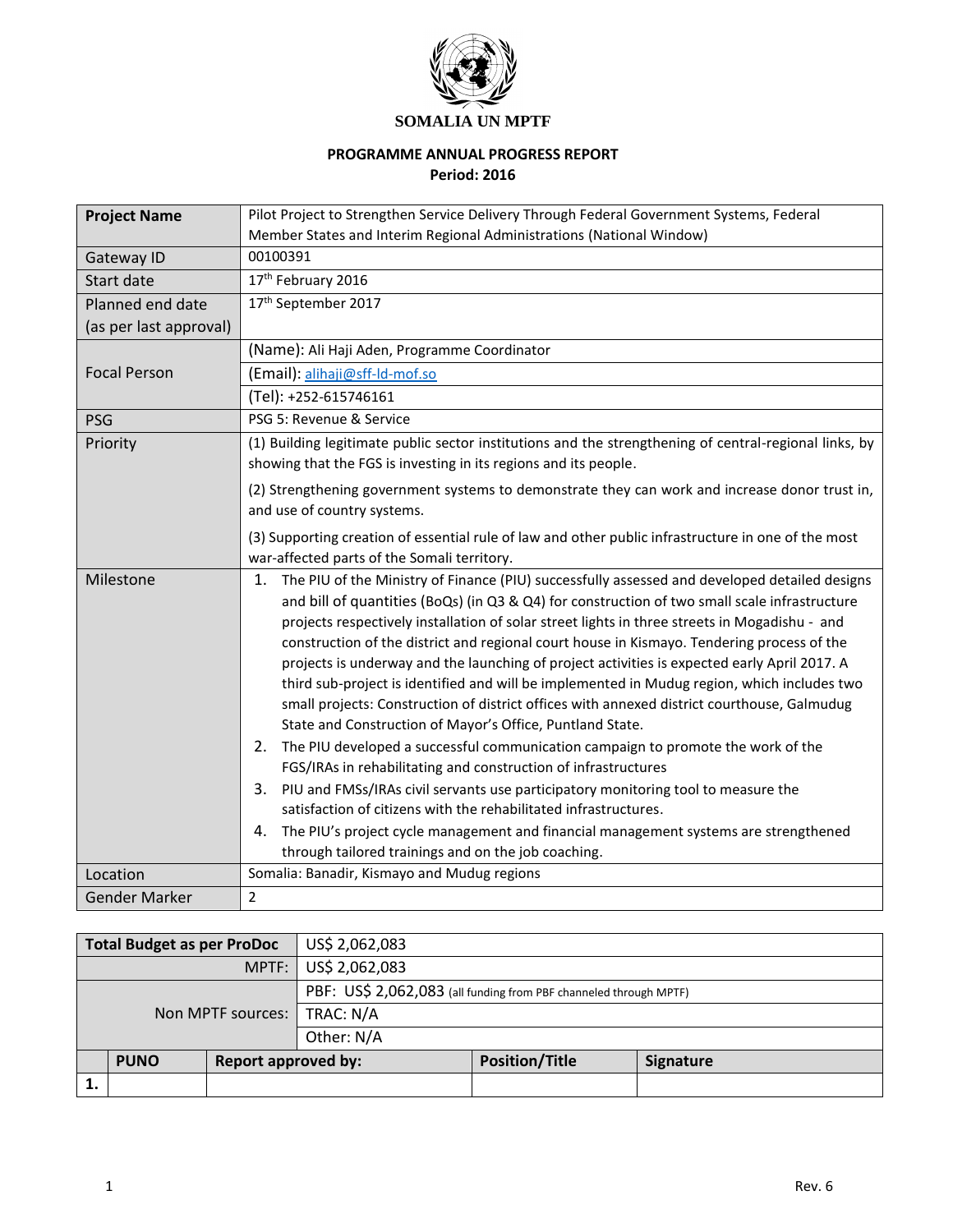# SOMALIA UN MPTF

## PROGRAMME ANNUAL PROGRESS REPORT
**Period: 2016**

| **Project Name** | Pilot Project to Strengthen Service Delivery Through Federal Government Systems, Federal Member States and Interim Regional Administrations (National Window) |
|---|---|
| Gateway ID | 00100391 |
| Start date | 17th February 2016 |
| Planned end date (as per last approval) | 17th September 2017 |
| Focal Person | (Name): Ali Haji Aden, Programme Coordinator |
| | (Email): alihaji@sff-ld-mof.so |
| | (Tel): +252-615746161 |
| PSG | PSG 5: Revenue & Service |
| Priority | (1) Building legitimate public sector institutions and the strengthening of central-regional links, by showing that the FGS is investing in its regions and its people.<br>(2) Strengthening government systems to demonstrate they can work and increase donor trust in, and use of country systems.<br>(3) Supporting creation of essential rule of law and other public infrastructure in one of the most war-affected parts of the Somali territory. |
| Milestone | 1. The PIU of the Ministry of Finance (PIU) successfully assessed and developed detailed designs and bill of quantities (BoQs) (in Q3 & Q4) for construction of two small scale infrastructure projects respectively installation of solar street lights in three streets in Mogadishu - and construction of the district and regional court house in Kismayo. Tendering process of the projects is underway and the launching of project activities is expected early April 2017. A third sub-project is identified and will be implemented in Mudug region, which includes two small projects: Construction of district offices with annexed district courthouse, Galmudug State and Construction of Mayor's Office, Puntland State.<br>2. The PIU developed a successful communication campaign to promote the work of the FGS/IRAs in rehabilitating and construction of infrastructures<br>3. PIU and FMSs/IRAs civil servants use participatory monitoring tool to measure the satisfaction of citizens with the rehabilitated infrastructures.<br>4. The PIU's project cycle management and financial management systems are strengthened through tailored trainings and on the job coaching. |
| Location | Somalia: Banadir, Kismayo and Mudug regions |
| Gender Marker | 2 |

| **Total Budget as per ProDoc** | | US$ 2,062,083 | |
|---|---|---|---|
| MPTF: | | US$ 2,062,083 | |
| Non MPTF sources: | | PBF: US$ 2,062,083 (all funding from PBF channeled through MPTF) | |
| | | TRAC: N/A | |
| | | Other: N/A | |
| **PUNO** | **Report approved by:** | **Position/Title** | **Signature** |
| 1. | | | |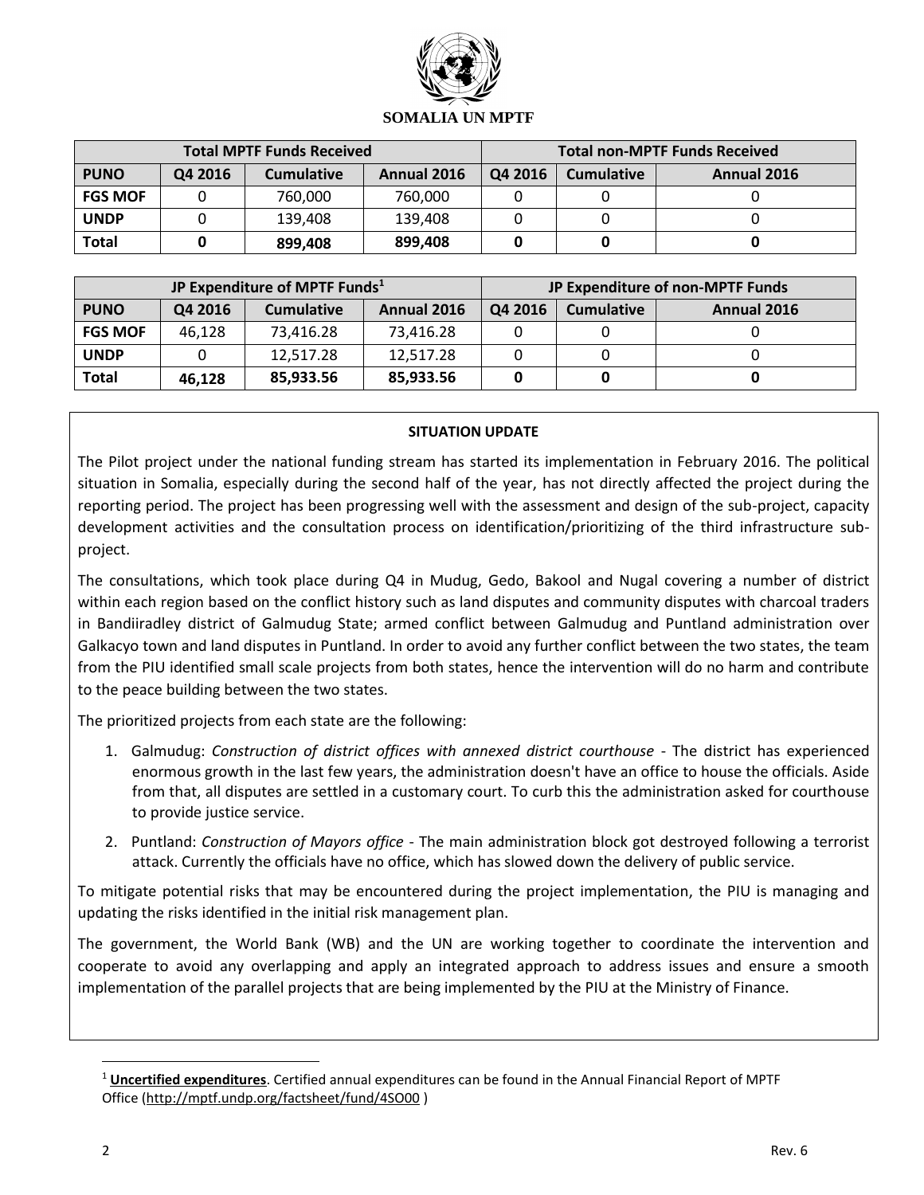**SOMALIA UN MPTF**

| Total MPTF Funds Received | | | | Total non-MPTF Funds Received | | |
|---|---|---|---|---|---|---|
| **PUNO** | **Q4 2016** | **Cumulative** | **Annual 2016** | **Q4 2016** | **Cumulative** | **Annual 2016** |
| **FGS MOF** | 0 | 760,000 | 760,000 | 0 | 0 | 0 |
| **UNDP** | 0 | 139,408 | 139,408 | 0 | 0 | 0 |
| **Total** | **0** | **899,408** | **899,408** | **0** | **0** | **0** |

| JP Expenditure of MPTF Funds[1] | | | | JP Expenditure of non-MPTF Funds | | |
|---|---|---|---|---|---|---|
| **PUNO** | **Q4 2016** | **Cumulative** | **Annual 2016** | **Q4 2016** | **Cumulative** | **Annual 2016** |
| **FGS MOF** | 46,128 | 73,416.28 | 73,416.28 | 0 | 0 | 0 |
| **UNDP** | 0 | 12,517.28 | 12,517.28 | 0 | 0 | 0 |
| **Total** | **46,128** | **85,933.56** | **85,933.56** | **0** | **0** | **0** |

**SITUATION UPDATE**

The Pilot project under the national funding stream has started its implementation in February 2016. The political situation in Somalia, especially during the second half of the year, has not directly affected the project during the reporting period. The project has been progressing well with the assessment and design of the sub-project, capacity development activities and the consultation process on identification/prioritizing of the third infrastructure sub-project.

The consultations, which took place during Q4 in Mudug, Gedo, Bakool and Nugal covering a number of district within each region based on the conflict history such as land disputes and community disputes with charcoal traders in Bandiiradley district of Galmudug State; armed conflict between Galmudug and Puntland administration over Galkacyo town and land disputes in Puntland. In order to avoid any further conflict between the two states, the team from the PIU identified small scale projects from both states, hence the intervention will do no harm and contribute to the peace building between the two states.

The prioritized projects from each state are the following:

1. Galmudug: *Construction of district offices with annexed district courthouse* - The district has experienced enormous growth in the last few years, the administration doesn't have an office to house the officials. Aside from that, all disputes are settled in a customary court. To curb this the administration asked for courthouse to provide justice service.
2. Puntland: *Construction of Mayors office* - The main administration block got destroyed following a terrorist attack. Currently the officials have no office, which has slowed down the delivery of public service.

To mitigate potential risks that may be encountered during the project implementation, the PIU is managing and updating the risks identified in the initial risk management plan.

The government, the World Bank (WB) and the UN are working together to coordinate the intervention and cooperate to avoid any overlapping and apply an integrated approach to address issues and ensure a smooth implementation of the parallel projects that are being implemented by the PIU at the Ministry of Finance.

[1] **Uncertified expenditures**. Certified annual expenditures can be found in the Annual Financial Report of MPTF Office (http://mptf.undp.org/factsheet/fund/4SO00 )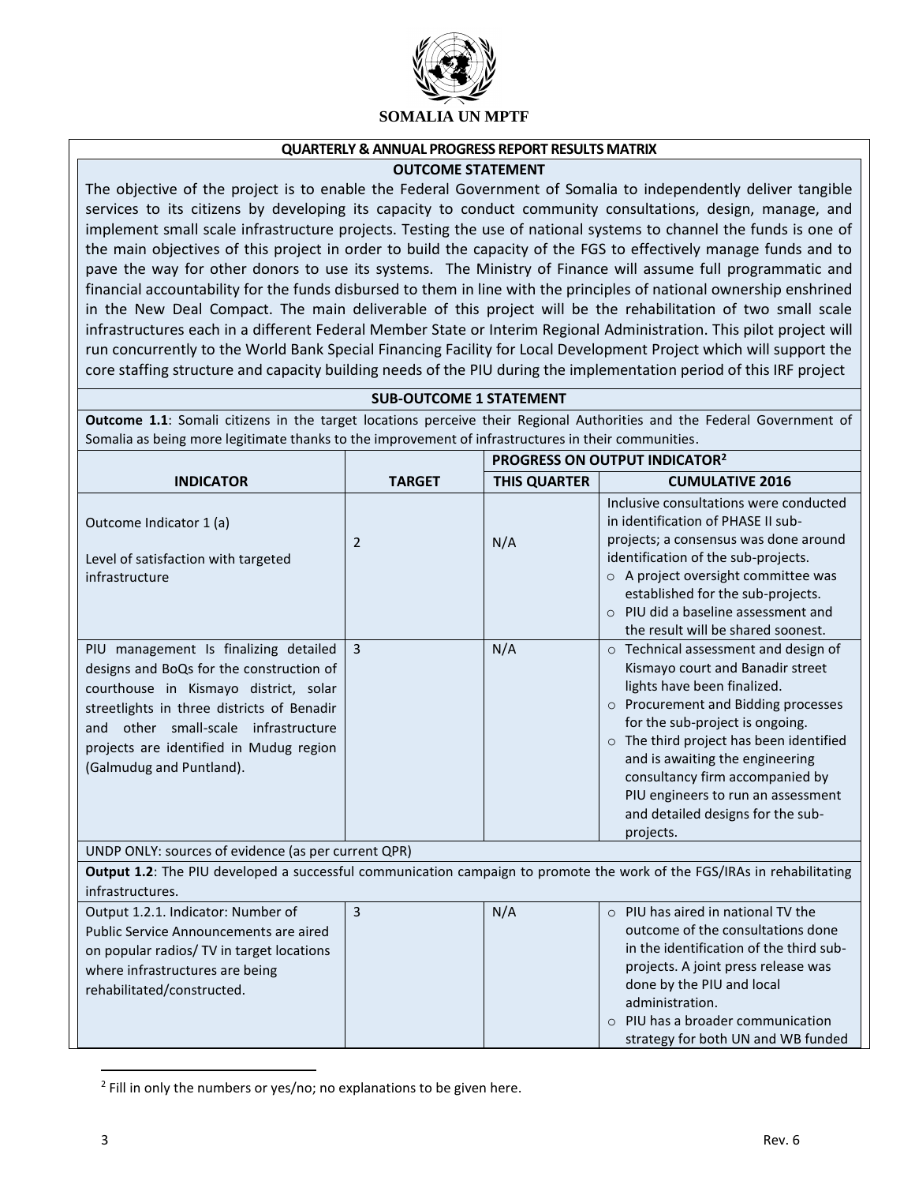**SOMALIA UN MPTF**

## QUARTERLY & ANNUAL PROGRESS REPORT RESULTS MATRIX

### OUTCOME STATEMENT

The objective of the project is to enable the Federal Government of Somalia to independently deliver tangible services to its citizens by developing its capacity to conduct community consultations, design, manage, and implement small scale infrastructure projects. Testing the use of national systems to channel the funds is one of the main objectives of this project in order to build the capacity of the FGS to effectively manage funds and to pave the way for other donors to use its systems. The Ministry of Finance will assume full programmatic and financial accountability for the funds disbursed to them in line with the principles of national ownership enshrined in the New Deal Compact. The main deliverable of this project will be the rehabilitation of two small scale infrastructures each in a different Federal Member State or Interim Regional Administration. This pilot project will run concurrently to the World Bank Special Financing Facility for Local Development Project which will support the core staffing structure and capacity building needs of the PIU during the implementation period of this IRF project

### SUB-OUTCOME 1 STATEMENT

**Outcome 1.1**: Somali citizens in the target locations perceive their Regional Authorities and the Federal Government of Somalia as being more legitimate thanks to the improvement of infrastructures in their communities.

| INDICATOR | TARGET | PROGRESS ON OUTPUT INDICATOR[2] | |
|---|---|---|---|
| | | THIS QUARTER | CUMULATIVE 2016 |
| Outcome Indicator 1 (a)<br><br>Level of satisfaction with targeted infrastructure | 2 | N/A | Inclusive consultations were conducted in identification of PHASE II sub-projects; a consensus was done around identification of the sub-projects.<br>○ A project oversight committee was established for the sub-projects.<br>○ PIU did a baseline assessment and the result will be shared soonest. |
| PIU management Is finalizing detailed designs and BoQs for the construction of courthouse in Kismayo district, solar streetlights in three districts of Benadir and other small-scale infrastructure projects are identified in Mudug region (Galmudug and Puntland). | 3 | N/A | ○ Technical assessment and design of Kismayo court and Banadir street lights have been finalized.<br>○ Procurement and Bidding processes for the sub-project is ongoing.<br>○ The third project has been identified and is awaiting the engineering consultancy firm accompanied by PIU engineers to run an assessment and detailed designs for the sub-projects. |
| UNDP ONLY: sources of evidence (as per current QPR) | | | |
| **Output 1.2**: The PIU developed a successful communication campaign to promote the work of the FGS/IRAs in rehabilitating infrastructures. | | | |
| Output 1.2.1. Indicator: Number of Public Service Announcements are aired on popular radios/ TV in target locations where infrastructures are being rehabilitated/constructed. | 3 | N/A | ○ PIU has aired in national TV the outcome of the consultations done in the identification of the third sub-projects. A joint press release was done by the PIU and local administration.<br>○ PIU has a broader communication strategy for both UN and WB funded |

[2] Fill in only the numbers or yes/no; no explanations to be given here.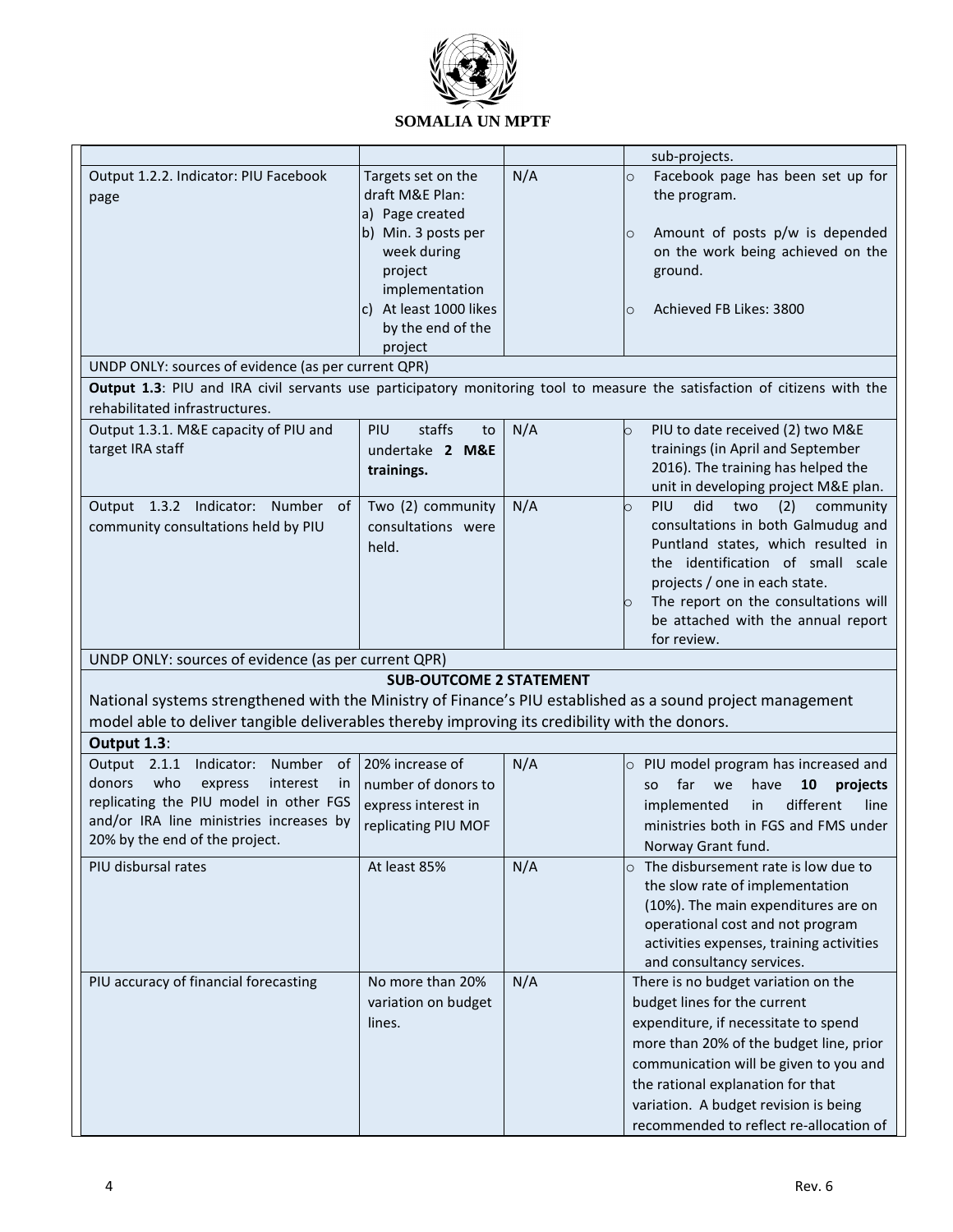| | | | |
|---|---|---|---|
| | | | sub-projects. |
| Output 1.2.2. Indicator: PIU Facebook page | Targets set on the draft M&E Plan: a) Page created b) Min. 3 posts per week during project implementation c) At least 1000 likes by the end of the project | N/A | ○ Facebook page has been set up for the program. ○ Amount of posts p/w is depended on the work being achieved on the ground. ○ Achieved FB Likes: 3800 |
| UNDP ONLY: sources of evidence (as per current QPR) | | | |
| **Output 1.3**: PIU and IRA civil servants use participatory monitoring tool to measure the satisfaction of citizens with the rehabilitated infrastructures. | | | |
| Output 1.3.1. M&E capacity of PIU and target IRA staff | PIU staffs to undertake **2 M&E trainings.** | N/A | ○ PIU to date received (2) two M&E trainings (in April and September 2016). The training has helped the unit in developing project M&E plan. |
| Output 1.3.2 Indicator: Number of community consultations held by PIU | Two (2) community consultations were held. | N/A | ○ PIU did two (2) community consultations in both Galmudug and Puntland states, which resulted in the identification of small scale projects / one in each state. ○ The report on the consultations will be attached with the annual report for review. |
| UNDP ONLY: sources of evidence (as per current QPR) | | | |
| **SUB-OUTCOME 2 STATEMENT** National systems strengthened with the Ministry of Finance's PIU established as a sound project management model able to deliver tangible deliverables thereby improving its credibility with the donors. | | | |
| **Output 1.3**: | | | |
| Output 2.1.1 Indicator: Number of donors who express interest in replicating the PIU model in other FGS and/or IRA line ministries increases by 20% by the end of the project. | 20% increase of number of donors to express interest in replicating PIU MOF | N/A | ○ PIU model program has increased and so far we have **10 projects** implemented in different line ministries both in FGS and FMS under Norway Grant fund. |
| PIU disbursal rates | At least 85% | N/A | ○ The disbursement rate is low due to the slow rate of implementation (10%). The main expenditures are on operational cost and not program activities expenses, training activities and consultancy services. |
| PIU accuracy of financial forecasting | No more than 20% variation on budget lines. | N/A | There is no budget variation on the budget lines for the current expenditure, if necessitate to spend more than 20% of the budget line, prior communication will be given to you and the rational explanation for that variation. A budget revision is being recommended to reflect re-allocation of |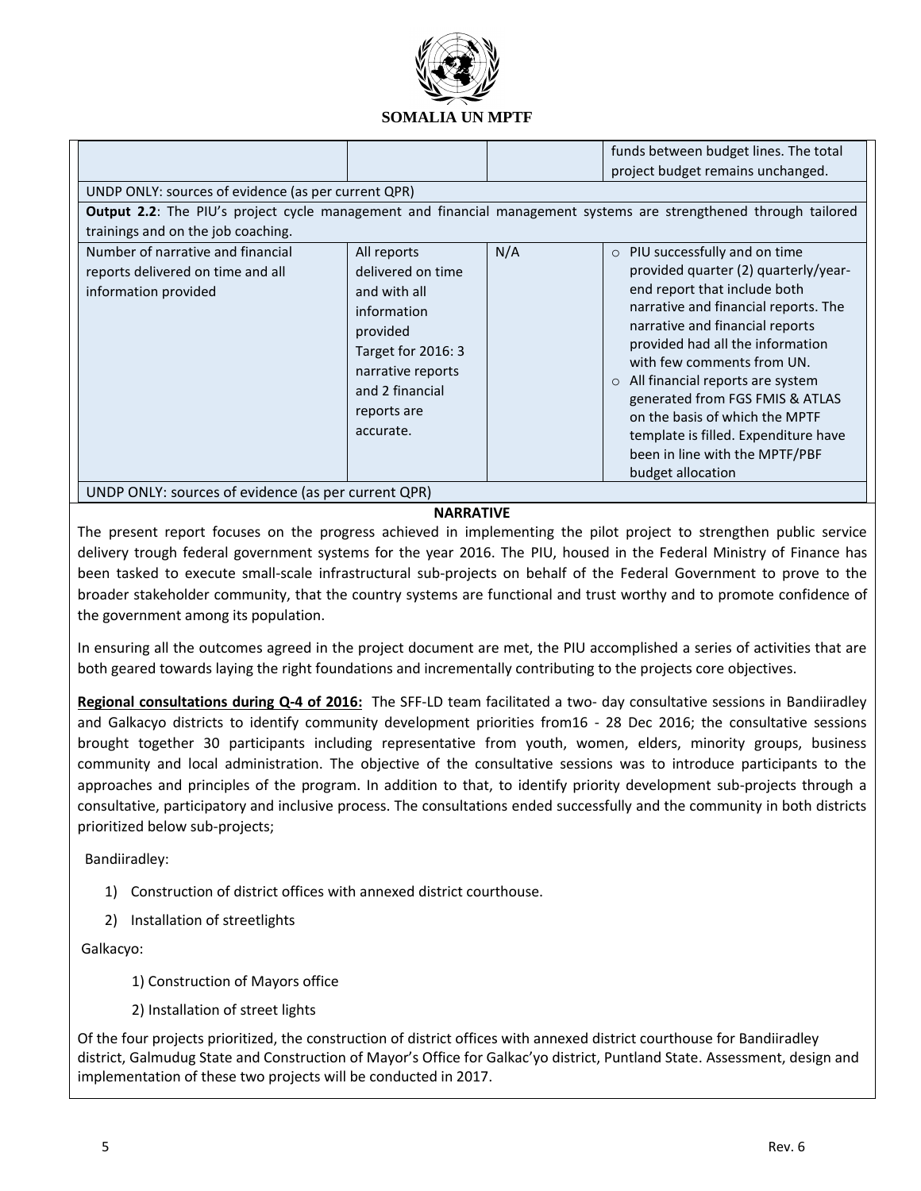| | | | |
|---|---|---|---|
| | | | funds between budget lines. The total project budget remains unchanged. |
| UNDP ONLY: sources of evidence (as per current QPR) | | | |
| **Output 2.2**: The PIU's project cycle management and financial management systems are strengthened through tailored trainings and on the job coaching. | | | |
| Number of narrative and financial reports delivered on time and all information provided | All reports delivered on time and with all information provided Target for 2016: 3 narrative reports and 2 financial reports are accurate. | N/A | ○ PIU successfully and on time provided quarter (2) quarterly/year-end report that include both narrative and financial reports. The narrative and financial reports provided had all the information with few comments from UN. ○ All financial reports are system generated from FGS FMIS & ATLAS on the basis of which the MPTF template is filled. Expenditure have been in line with the MPTF/PBF budget allocation |
| UNDP ONLY: sources of evidence (as per current QPR) | | | |

**NARRATIVE**

The present report focuses on the progress achieved in implementing the pilot project to strengthen public service delivery trough federal government systems for the year 2016. The PIU, housed in the Federal Ministry of Finance has been tasked to execute small-scale infrastructural sub-projects on behalf of the Federal Government to prove to the broader stakeholder community, that the country systems are functional and trust worthy and to promote confidence of the government among its population.

In ensuring all the outcomes agreed in the project document are met, the PIU accomplished a series of activities that are both geared towards laying the right foundations and incrementally contributing to the projects core objectives.

**Regional consultations during Q-4 of 2016:** The SFF-LD team facilitated a two- day consultative sessions in Bandiiradley and Galkacyo districts to identify community development priorities from16 - 28 Dec 2016; the consultative sessions brought together 30 participants including representative from youth, women, elders, minority groups, business community and local administration. The objective of the consultative sessions was to introduce participants to the approaches and principles of the program. In addition to that, to identify priority development sub-projects through a consultative, participatory and inclusive process. The consultations ended successfully and the community in both districts prioritized below sub-projects;

Bandiiradley:

1) Construction of district offices with annexed district courthouse.
2) Installation of streetlights

Galkacyo:

1) Construction of Mayors office
2) Installation of street lights

Of the four projects prioritized, the construction of district offices with annexed district courthouse for Bandiiradley district, Galmudug State and Construction of Mayor's Office for Galkac'yo district, Puntland State. Assessment, design and implementation of these two projects will be conducted in 2017.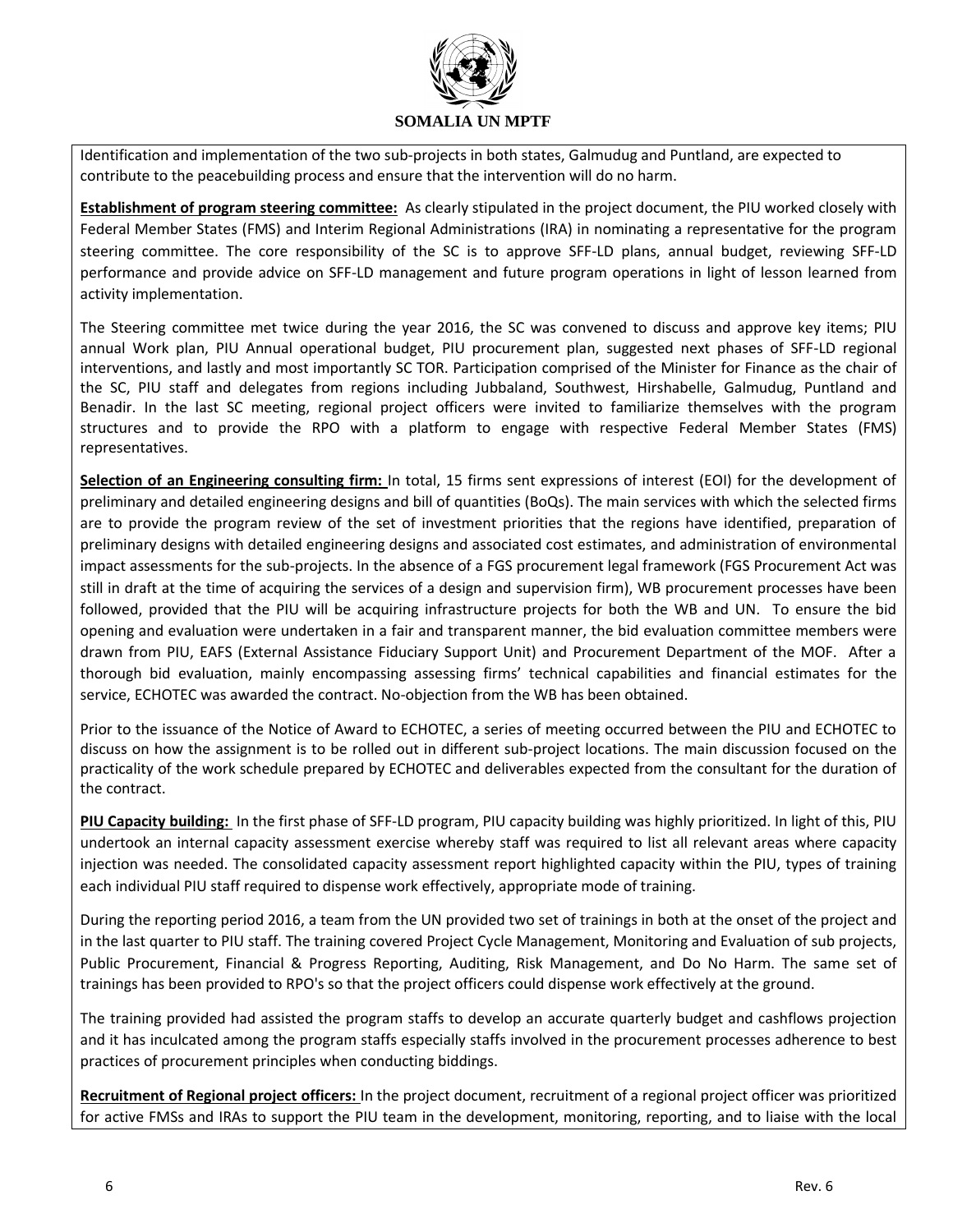Identification and implementation of the two sub-projects in both states, Galmudug and Puntland, are expected to contribute to the peacebuilding process and ensure that the intervention will do no harm.

**Establishment of program steering committee:** As clearly stipulated in the project document, the PIU worked closely with Federal Member States (FMS) and Interim Regional Administrations (IRA) in nominating a representative for the program steering committee. The core responsibility of the SC is to approve SFF-LD plans, annual budget, reviewing SFF-LD performance and provide advice on SFF-LD management and future program operations in light of lesson learned from activity implementation.

The Steering committee met twice during the year 2016, the SC was convened to discuss and approve key items; PIU annual Work plan, PIU Annual operational budget, PIU procurement plan, suggested next phases of SFF-LD regional interventions, and lastly and most importantly SC TOR. Participation comprised of the Minister for Finance as the chair of the SC, PIU staff and delegates from regions including Jubbaland, Southwest, Hirshabelle, Galmudug, Puntland and Benadir. In the last SC meeting, regional project officers were invited to familiarize themselves with the program structures and to provide the RPO with a platform to engage with respective Federal Member States (FMS) representatives.

**Selection of an Engineering consulting firm:** In total, 15 firms sent expressions of interest (EOI) for the development of preliminary and detailed engineering designs and bill of quantities (BoQs). The main services with which the selected firms are to provide the program review of the set of investment priorities that the regions have identified, preparation of preliminary designs with detailed engineering designs and associated cost estimates, and administration of environmental impact assessments for the sub-projects. In the absence of a FGS procurement legal framework (FGS Procurement Act was still in draft at the time of acquiring the services of a design and supervision firm), WB procurement processes have been followed, provided that the PIU will be acquiring infrastructure projects for both the WB and UN. To ensure the bid opening and evaluation were undertaken in a fair and transparent manner, the bid evaluation committee members were drawn from PIU, EAFS (External Assistance Fiduciary Support Unit) and Procurement Department of the MOF. After a thorough bid evaluation, mainly encompassing assessing firms' technical capabilities and financial estimates for the service, ECHOTEC was awarded the contract. No-objection from the WB has been obtained.

Prior to the issuance of the Notice of Award to ECHOTEC, a series of meeting occurred between the PIU and ECHOTEC to discuss on how the assignment is to be rolled out in different sub-project locations. The main discussion focused on the practicality of the work schedule prepared by ECHOTEC and deliverables expected from the consultant for the duration of the contract.

**PIU Capacity building:** In the first phase of SFF-LD program, PIU capacity building was highly prioritized. In light of this, PIU undertook an internal capacity assessment exercise whereby staff was required to list all relevant areas where capacity injection was needed. The consolidated capacity assessment report highlighted capacity within the PIU, types of training each individual PIU staff required to dispense work effectively, appropriate mode of training.

During the reporting period 2016, a team from the UN provided two set of trainings in both at the onset of the project and in the last quarter to PIU staff. The training covered Project Cycle Management, Monitoring and Evaluation of sub projects, Public Procurement, Financial & Progress Reporting, Auditing, Risk Management, and Do No Harm. The same set of trainings has been provided to RPO's so that the project officers could dispense work effectively at the ground.

The training provided had assisted the program staffs to develop an accurate quarterly budget and cashflows projection and it has inculcated among the program staffs especially staffs involved in the procurement processes adherence to best practices of procurement principles when conducting biddings.

**Recruitment of Regional project officers:** In the project document, recruitment of a regional project officer was prioritized for active FMSs and IRAs to support the PIU team in the development, monitoring, reporting, and to liaise with the local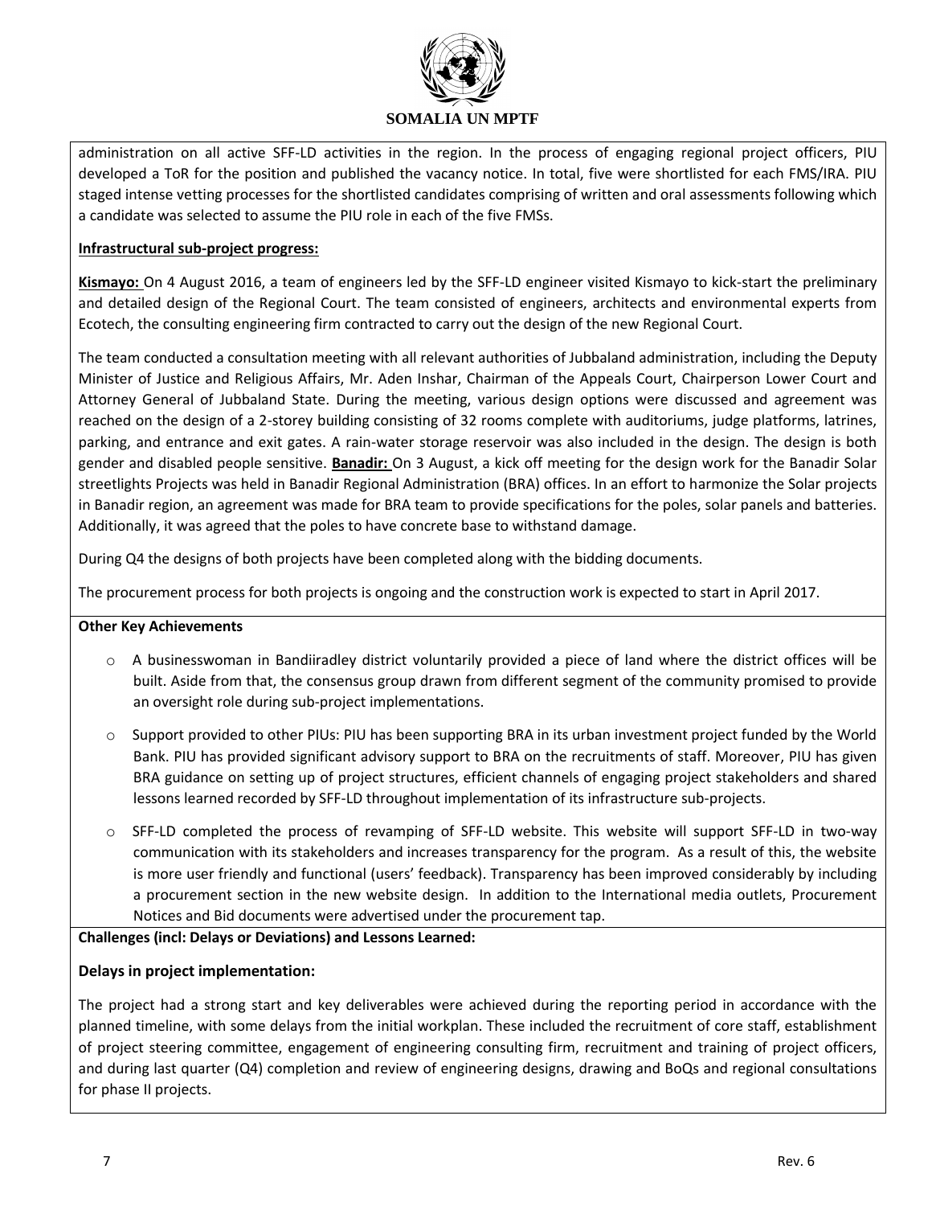administration on all active SFF-LD activities in the region. In the process of engaging regional project officers, PIU developed a ToR for the position and published the vacancy notice. In total, five were shortlisted for each FMS/IRA. PIU staged intense vetting processes for the shortlisted candidates comprising of written and oral assessments following which a candidate was selected to assume the PIU role in each of the five FMSs.

**Infrastructural sub-project progress:**

**Kismayo:** On 4 August 2016, a team of engineers led by the SFF-LD engineer visited Kismayo to kick-start the preliminary and detailed design of the Regional Court. The team consisted of engineers, architects and environmental experts from Ecotech, the consulting engineering firm contracted to carry out the design of the new Regional Court.

The team conducted a consultation meeting with all relevant authorities of Jubbaland administration, including the Deputy Minister of Justice and Religious Affairs, Mr. Aden Inshar, Chairman of the Appeals Court, Chairperson Lower Court and Attorney General of Jubbaland State. During the meeting, various design options were discussed and agreement was reached on the design of a 2-storey building consisting of 32 rooms complete with auditoriums, judge platforms, latrines, parking, and entrance and exit gates. A rain-water storage reservoir was also included in the design. The design is both gender and disabled people sensitive. **Banadir:** On 3 August, a kick off meeting for the design work for the Banadir Solar streetlights Projects was held in Banadir Regional Administration (BRA) offices. In an effort to harmonize the Solar projects in Banadir region, an agreement was made for BRA team to provide specifications for the poles, solar panels and batteries. Additionally, it was agreed that the poles to have concrete base to withstand damage.

During Q4 the designs of both projects have been completed along with the bidding documents.

The procurement process for both projects is ongoing and the construction work is expected to start in April 2017.

**Other Key Achievements**

- A businesswoman in Bandiiradley district voluntarily provided a piece of land where the district offices will be built. Aside from that, the consensus group drawn from different segment of the community promised to provide an oversight role during sub-project implementations.
- Support provided to other PIUs: PIU has been supporting BRA in its urban investment project funded by the World Bank. PIU has provided significant advisory support to BRA on the recruitments of staff. Moreover, PIU has given BRA guidance on setting up of project structures, efficient channels of engaging project stakeholders and shared lessons learned recorded by SFF-LD throughout implementation of its infrastructure sub-projects.
- SFF-LD completed the process of revamping of SFF-LD website. This website will support SFF-LD in two-way communication with its stakeholders and increases transparency for the program. As a result of this, the website is more user friendly and functional (users' feedback). Transparency has been improved considerably by including a procurement section in the new website design. In addition to the International media outlets, Procurement Notices and Bid documents were advertised under the procurement tap.

**Challenges (incl: Delays or Deviations) and Lessons Learned:**

**Delays in project implementation:**

The project had a strong start and key deliverables were achieved during the reporting period in accordance with the planned timeline, with some delays from the initial workplan. These included the recruitment of core staff, establishment of project steering committee, engagement of engineering consulting firm, recruitment and training of project officers, and during last quarter (Q4) completion and review of engineering designs, drawing and BoQs and regional consultations for phase II projects.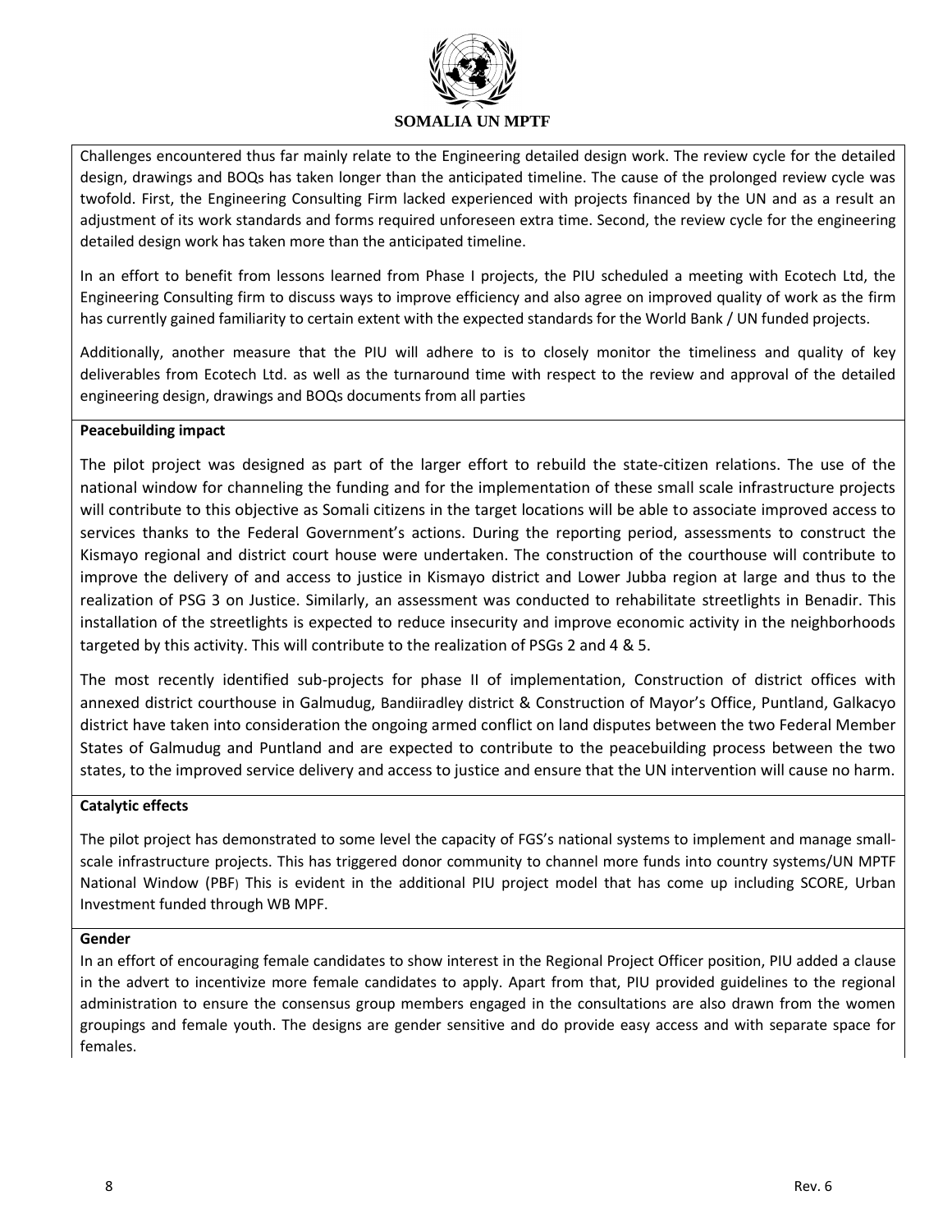Challenges encountered thus far mainly relate to the Engineering detailed design work. The review cycle for the detailed design, drawings and BOQs has taken longer than the anticipated timeline. The cause of the prolonged review cycle was twofold. First, the Engineering Consulting Firm lacked experienced with projects financed by the UN and as a result an adjustment of its work standards and forms required unforeseen extra time. Second, the review cycle for the engineering detailed design work has taken more than the anticipated timeline.

In an effort to benefit from lessons learned from Phase I projects, the PIU scheduled a meeting with Ecotech Ltd, the Engineering Consulting firm to discuss ways to improve efficiency and also agree on improved quality of work as the firm has currently gained familiarity to certain extent with the expected standards for the World Bank / UN funded projects.

Additionally, another measure that the PIU will adhere to is to closely monitor the timeliness and quality of key deliverables from Ecotech Ltd. as well as the turnaround time with respect to the review and approval of the detailed engineering design, drawings and BOQs documents from all parties

**Peacebuilding impact**

The pilot project was designed as part of the larger effort to rebuild the state-citizen relations. The use of the national window for channeling the funding and for the implementation of these small scale infrastructure projects will contribute to this objective as Somali citizens in the target locations will be able to associate improved access to services thanks to the Federal Government's actions. During the reporting period, assessments to construct the Kismayo regional and district court house were undertaken. The construction of the courthouse will contribute to improve the delivery of and access to justice in Kismayo district and Lower Jubba region at large and thus to the realization of PSG 3 on Justice. Similarly, an assessment was conducted to rehabilitate streetlights in Benadir. This installation of the streetlights is expected to reduce insecurity and improve economic activity in the neighborhoods targeted by this activity. This will contribute to the realization of PSGs 2 and 4 & 5.

The most recently identified sub-projects for phase II of implementation, Construction of district offices with annexed district courthouse in Galmudug, Bandiiradley district & Construction of Mayor's Office, Puntland, Galkacyo district have taken into consideration the ongoing armed conflict on land disputes between the two Federal Member States of Galmudug and Puntland and are expected to contribute to the peacebuilding process between the two states, to the improved service delivery and access to justice and ensure that the UN intervention will cause no harm.

**Catalytic effects**

The pilot project has demonstrated to some level the capacity of FGS's national systems to implement and manage small-scale infrastructure projects. This has triggered donor community to channel more funds into country systems/UN MPTF National Window (PBF) This is evident in the additional PIU project model that has come up including SCORE, Urban Investment funded through WB MPF.

**Gender**

In an effort of encouraging female candidates to show interest in the Regional Project Officer position, PIU added a clause in the advert to incentivize more female candidates to apply. Apart from that, PIU provided guidelines to the regional administration to ensure the consensus group members engaged in the consultations are also drawn from the women groupings and female youth. The designs are gender sensitive and do provide easy access and with separate space for females.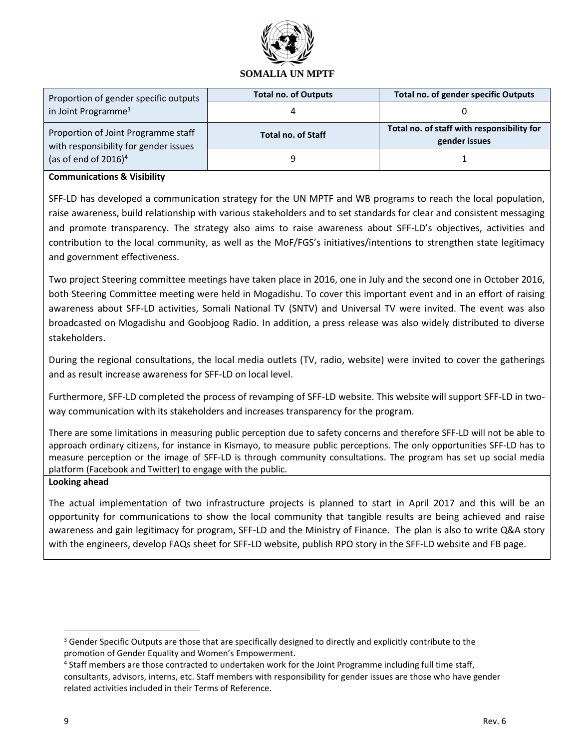| Proportion of gender specific outputs in Joint Programme[3] | Total no. of Outputs | Total no. of gender specific Outputs |
|---|---|---|
| | 4 | 0 |
| Proportion of Joint Programme staff with responsibility for gender issues (as of end of 2016)[4] | Total no. of Staff | Total no. of staff with responsibility for gender issues |
| | 9 | 1 |

**Communications & Visibility**

SFF-LD has developed a communication strategy for the UN MPTF and WB programs to reach the local population, raise awareness, build relationship with various stakeholders and to set standards for clear and consistent messaging and promote transparency. The strategy also aims to raise awareness about SFF-LD's objectives, activities and contribution to the local community, as well as the MoF/FGS's initiatives/intentions to strengthen state legitimacy and government effectiveness.

Two project Steering committee meetings have taken place in 2016, one in July and the second one in October 2016, both Steering Committee meeting were held in Mogadishu. To cover this important event and in an effort of raising awareness about SFF-LD activities, Somali National TV (SNTV) and Universal TV were invited. The event was also broadcasted on Mogadishu and Goobjoog Radio. In addition, a press release was also widely distributed to diverse stakeholders.

During the regional consultations, the local media outlets (TV, radio, website) were invited to cover the gatherings and as result increase awareness for SFF-LD on local level.

Furthermore, SFF-LD completed the process of revamping of SFF-LD website. This website will support SFF-LD in two-way communication with its stakeholders and increases transparency for the program.

There are some limitations in measuring public perception due to safety concerns and therefore SFF-LD will not be able to approach ordinary citizens, for instance in Kismayo, to measure public perceptions. The only opportunities SFF-LD has to measure perception or the image of SFF-LD is through community consultations. The program has set up social media platform (Facebook and Twitter) to engage with the public.

**Looking ahead**

The actual implementation of two infrastructure projects is planned to start in April 2017 and this will be an opportunity for communications to show the local community that tangible results are being achieved and raise awareness and gain legitimacy for program, SFF-LD and the Ministry of Finance. The plan is also to write Q&A story with the engineers, develop FAQs sheet for SFF-LD website, publish RPO story in the SFF-LD website and FB page.

---

[3] Gender Specific Outputs are those that are specifically designed to directly and explicitly contribute to the promotion of Gender Equality and Women's Empowerment.

[4] Staff members are those contracted to undertaken work for the Joint Programme including full time staff, consultants, advisors, interns, etc. Staff members with responsibility for gender issues are those who have gender related activities included in their Terms of Reference.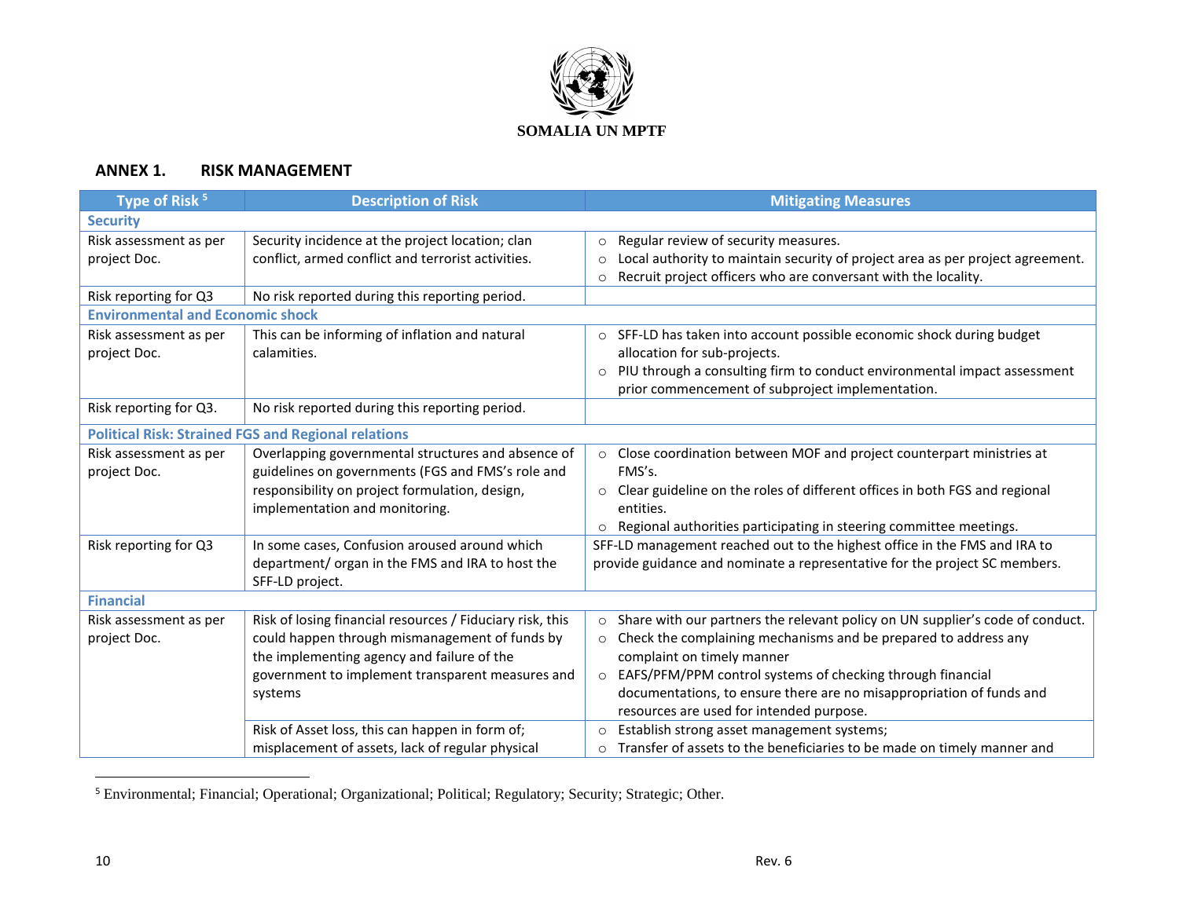**SOMALIA UN MPTF**

## ANNEX 1. RISK MANAGEMENT

| Type of Risk [5] | Description of Risk | Mitigating Measures |
|---|---|---|
| **Security** | | |
| Risk assessment as per project Doc. | Security incidence at the project location; clan conflict, armed conflict and terrorist activities. | ○ Regular review of security measures.<br>○ Local authority to maintain security of project area as per project agreement.<br>○ Recruit project officers who are conversant with the locality. |
| Risk reporting for Q3 | No risk reported during this reporting period. | |
| **Environmental and Economic shock** | | |
| Risk assessment as per project Doc. | This can be informing of inflation and natural calamities. | ○ SFF-LD has taken into account possible economic shock during budget allocation for sub-projects.<br>○ PIU through a consulting firm to conduct environmental impact assessment prior commencement of subproject implementation. |
| Risk reporting for Q3. | No risk reported during this reporting period. | |
| **Political Risk: Strained FGS and Regional relations** | | |
| Risk assessment as per project Doc. | Overlapping governmental structures and absence of guidelines on governments (FGS and FMS's role and responsibility on project formulation, design, implementation and monitoring. | ○ Close coordination between MOF and project counterpart ministries at FMS's.<br>○ Clear guideline on the roles of different offices in both FGS and regional entities.<br>○ Regional authorities participating in steering committee meetings. |
| Risk reporting for Q3 | In some cases, Confusion aroused around which department/ organ in the FMS and IRA to host the SFF-LD project. | SFF-LD management reached out to the highest office in the FMS and IRA to provide guidance and nominate a representative for the project SC members. |
| **Financial** | | |
| Risk assessment as per project Doc. | Risk of losing financial resources / Fiduciary risk, this could happen through mismanagement of funds by the implementing agency and failure of the government to implement transparent measures and systems | ○ Share with our partners the relevant policy on UN supplier's code of conduct.<br>○ Check the complaining mechanisms and be prepared to address any complaint on timely manner<br>○ EAFS/PFM/PPM control systems of checking through financial documentations, to ensure there are no misappropriation of funds and resources are used for intended purpose. |
| | Risk of Asset loss, this can happen in form of; misplacement of assets, lack of regular physical | ○ Establish strong asset management systems;<br>○ Transfer of assets to the beneficiaries to be made on timely manner and |

[5] Environmental; Financial; Operational; Organizational; Political; Regulatory; Security; Strategic; Other.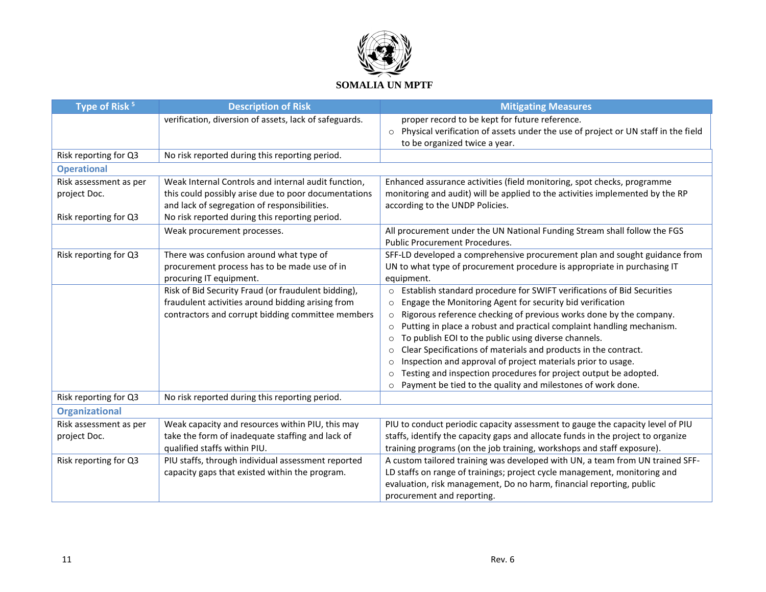| Type of Risk [5] | Description of Risk | Mitigating Measures |
|---|---|---|
| | verification, diversion of assets, lack of safeguards. | proper record to be kept for future reference.<br>○ Physical verification of assets under the use of project or UN staff in the field to be organized twice a year. |
| Risk reporting for Q3 | No risk reported during this reporting period. | |
| **Operational** | | |
| Risk assessment as per project Doc.<br><br>Risk reporting for Q3 | Weak Internal Controls and internal audit function, this could possibly arise due to poor documentations and lack of segregation of responsibilities.<br>No risk reported during this reporting period. | Enhanced assurance activities (field monitoring, spot checks, programme monitoring and audit) will be applied to the activities implemented by the RP according to the UNDP Policies. |
| | Weak procurement processes. | All procurement under the UN National Funding Stream shall follow the FGS Public Procurement Procedures. |
| Risk reporting for Q3 | There was confusion around what type of procurement process has to be made use of in procuring IT equipment. | SFF-LD developed a comprehensive procurement plan and sought guidance from UN to what type of procurement procedure is appropriate in purchasing IT equipment. |
| | Risk of Bid Security Fraud (or fraudulent bidding), fraudulent activities around bidding arising from contractors and corrupt bidding committee members | ○ Establish standard procedure for SWIFT verifications of Bid Securities<br>○ Engage the Monitoring Agent for security bid verification<br>○ Rigorous reference checking of previous works done by the company.<br>○ Putting in place a robust and practical complaint handling mechanism.<br>○ To publish EOI to the public using diverse channels.<br>○ Clear Specifications of materials and products in the contract.<br>○ Inspection and approval of project materials prior to usage.<br>○ Testing and inspection procedures for project output be adopted.<br>○ Payment be tied to the quality and milestones of work done. |
| Risk reporting for Q3 | No risk reported during this reporting period. | |
| **Organizational** | | |
| Risk assessment as per project Doc. | Weak capacity and resources within PIU, this may take the form of inadequate staffing and lack of qualified staffs within PIU. | PIU to conduct periodic capacity assessment to gauge the capacity level of PIU staffs, identify the capacity gaps and allocate funds in the project to organize training programs (on the job training, workshops and staff exposure). |
| Risk reporting for Q3 | PIU staffs, through individual assessment reported capacity gaps that existed within the program. | A custom tailored training was developed with UN, a team from UN trained SFF-LD staffs on range of trainings; project cycle management, monitoring and evaluation, risk management, Do no harm, financial reporting, public procurement and reporting. |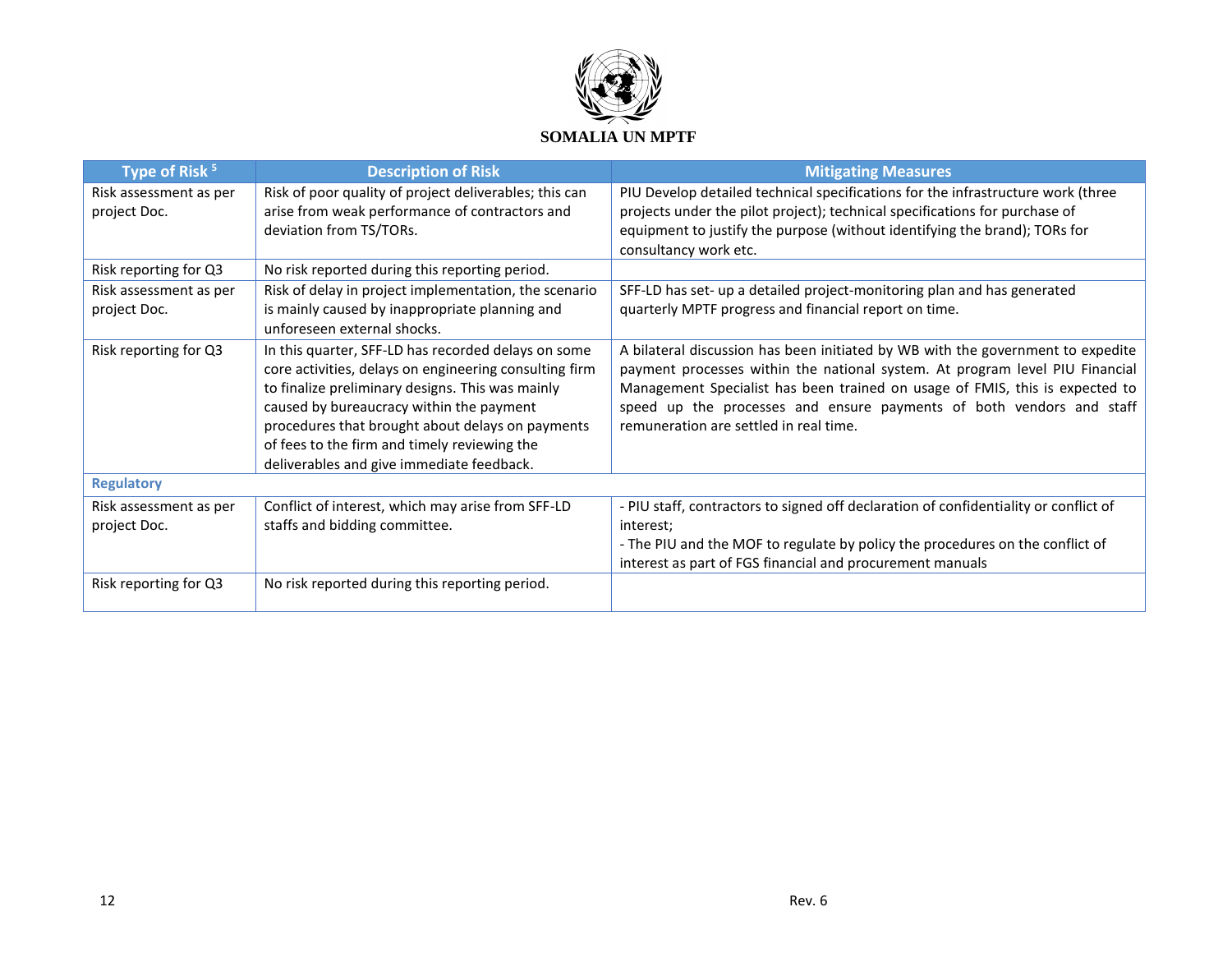| Type of Risk [5] | Description of Risk | Mitigating Measures |
|---|---|---|
| Risk assessment as per project Doc. | Risk of poor quality of project deliverables; this can arise from weak performance of contractors and deviation from TS/TORs. | PIU Develop detailed technical specifications for the infrastructure work (three projects under the pilot project); technical specifications for purchase of equipment to justify the purpose (without identifying the brand); TORs for consultancy work etc. |
| Risk reporting for Q3 | No risk reported during this reporting period. | |
| Risk assessment as per project Doc. | Risk of delay in project implementation, the scenario is mainly caused by inappropriate planning and unforeseen external shocks. | SFF-LD has set- up a detailed project-monitoring plan and has generated quarterly MPTF progress and financial report on time. |
| Risk reporting for Q3 | In this quarter, SFF-LD has recorded delays on some core activities, delays on engineering consulting firm to finalize preliminary designs. This was mainly caused by bureaucracy within the payment procedures that brought about delays on payments of fees to the firm and timely reviewing the deliverables and give immediate feedback. | A bilateral discussion has been initiated by WB with the government to expedite payment processes within the national system. At program level PIU Financial Management Specialist has been trained on usage of FMIS, this is expected to speed up the processes and ensure payments of both vendors and staff remuneration are settled in real time. |
| **Regulatory** | | |
| Risk assessment as per project Doc. | Conflict of interest, which may arise from SFF-LD staffs and bidding committee. | - PIU staff, contractors to signed off declaration of confidentiality or conflict of interest;<br>- The PIU and the MOF to regulate by policy the procedures on the conflict of interest as part of FGS financial and procurement manuals |
| Risk reporting for Q3 | No risk reported during this reporting period. | |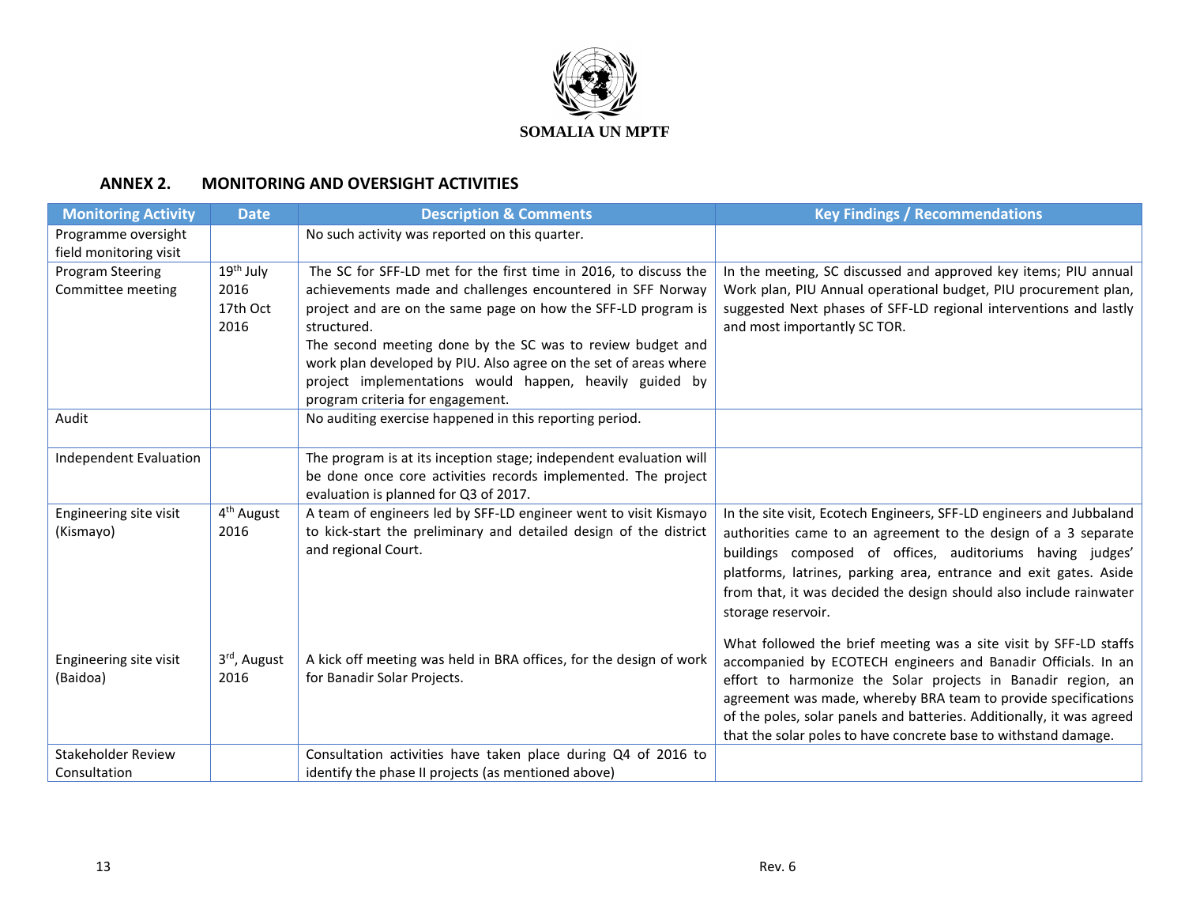SOMALIA UN MPTF

## ANNEX 2. MONITORING AND OVERSIGHT ACTIVITIES

| Monitoring Activity | Date | Description & Comments | Key Findings / Recommendations |
|---|---|---|---|
| Programme oversight field monitoring visit | | No such activity was reported on this quarter. | |
| Program Steering Committee meeting | 19th July 2016<br>17th Oct 2016 | The SC for SFF-LD met for the first time in 2016, to discuss the achievements made and challenges encountered in SFF Norway project and are on the same page on how the SFF-LD program is structured.<br>The second meeting done by the SC was to review budget and work plan developed by PIU. Also agree on the set of areas where project implementations would happen, heavily guided by program criteria for engagement. | In the meeting, SC discussed and approved key items; PIU annual Work plan, PIU Annual operational budget, PIU procurement plan, suggested Next phases of SFF-LD regional interventions and lastly and most importantly SC TOR. |
| Audit | | No auditing exercise happened in this reporting period. | |
| Independent Evaluation | | The program is at its inception stage; independent evaluation will be done once core activities records implemented. The project evaluation is planned for Q3 of 2017. | |
| Engineering site visit (Kismayo) | 4th August 2016 | A team of engineers led by SFF-LD engineer went to visit Kismayo to kick-start the preliminary and detailed design of the district and regional Court. | In the site visit, Ecotech Engineers, SFF-LD engineers and Jubbaland authorities came to an agreement to the design of a 3 separate buildings composed of offices, auditoriums having judges' platforms, latrines, parking area, entrance and exit gates. Aside from that, it was decided the design should also include rainwater storage reservoir. |
| Engineering site visit (Baidoa) | 3rd, August 2016 | A kick off meeting was held in BRA offices, for the design of work for Banadir Solar Projects. | What followed the brief meeting was a site visit by SFF-LD staffs accompanied by ECOTECH engineers and Banadir Officials. In an effort to harmonize the Solar projects in Banadir region, an agreement was made, whereby BRA team to provide specifications of the poles, solar panels and batteries. Additionally, it was agreed that the solar poles to have concrete base to withstand damage. |
| Stakeholder Review Consultation | | Consultation activities have taken place during Q4 of 2016 to identify the phase II projects (as mentioned above) | |

Rev. 6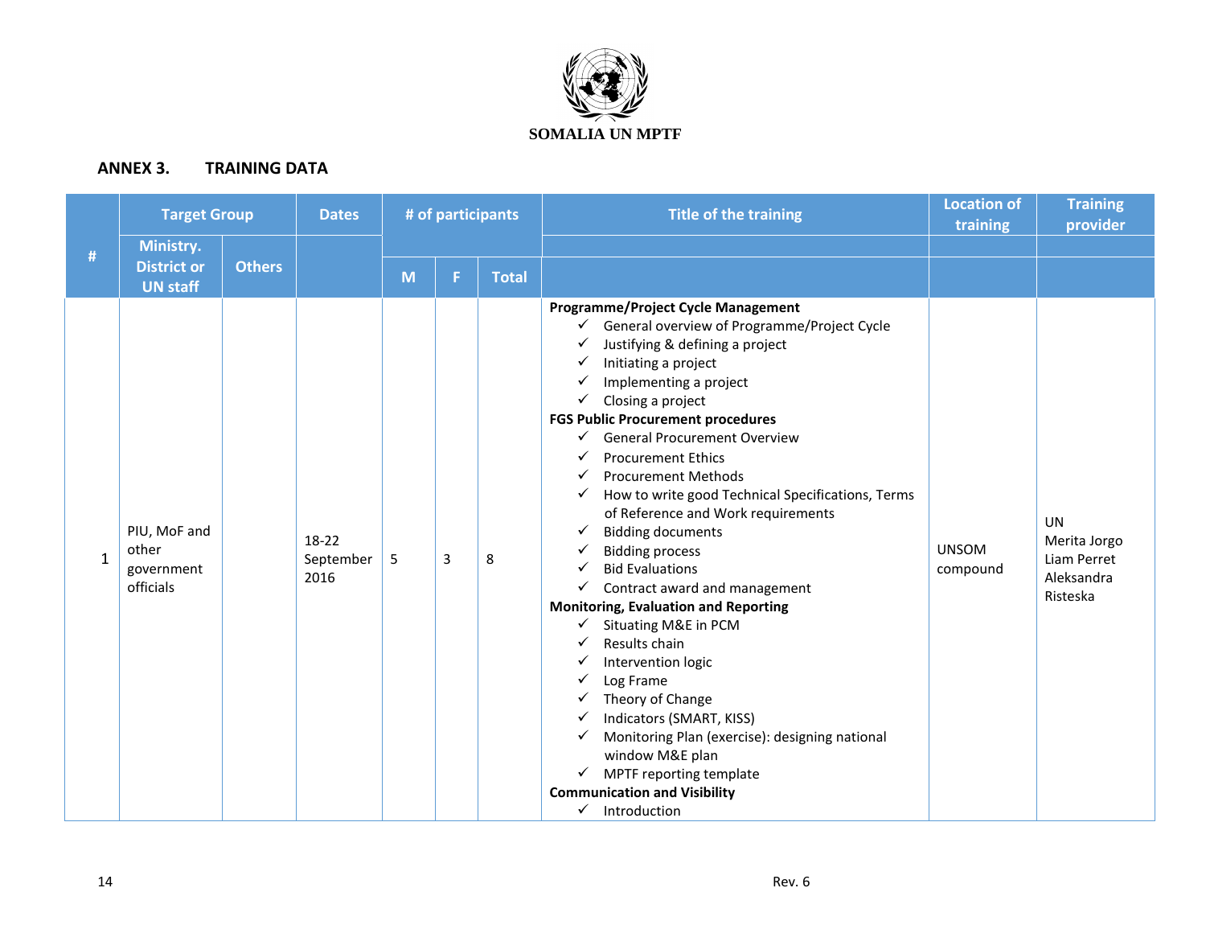SOMALIA UN MPTF

## ANNEX 3. TRAINING DATA

| # | Target Group | | Dates | # of participants | | | Title of the training | Location of training | Training provider |
|---|---|---|---|---|---|---|---|---|---|
| | Ministry. District or UN staff | Others | | M | F | Total | | | |
| 1 | PIU, MoF and other government officials | | 18-22 September 2016 | 5 | 3 | 8 | **Programme/Project Cycle Management**<br>✓ General overview of Programme/Project Cycle<br>✓ Justifying & defining a project<br>✓ Initiating a project<br>✓ Implementing a project<br>✓ Closing a project<br>**FGS Public Procurement procedures**<br>✓ General Procurement Overview<br>✓ Procurement Ethics<br>✓ Procurement Methods<br>✓ How to write good Technical Specifications, Terms of Reference and Work requirements<br>✓ Bidding documents<br>✓ Bidding process<br>✓ Bid Evaluations<br>✓ Contract award and management<br>**Monitoring, Evaluation and Reporting**<br>✓ Situating M&E in PCM<br>✓ Results chain<br>✓ Intervention logic<br>✓ Log Frame<br>✓ Theory of Change<br>✓ Indicators (SMART, KISS)<br>✓ Monitoring Plan (exercise): designing national window M&E plan<br>✓ MPTF reporting template<br>**Communication and Visibility**<br>✓ Introduction | UNSOM compound | UN<br>Merita Jorgo<br>Liam Perret<br>Aleksandra Risteska |

Rev. 6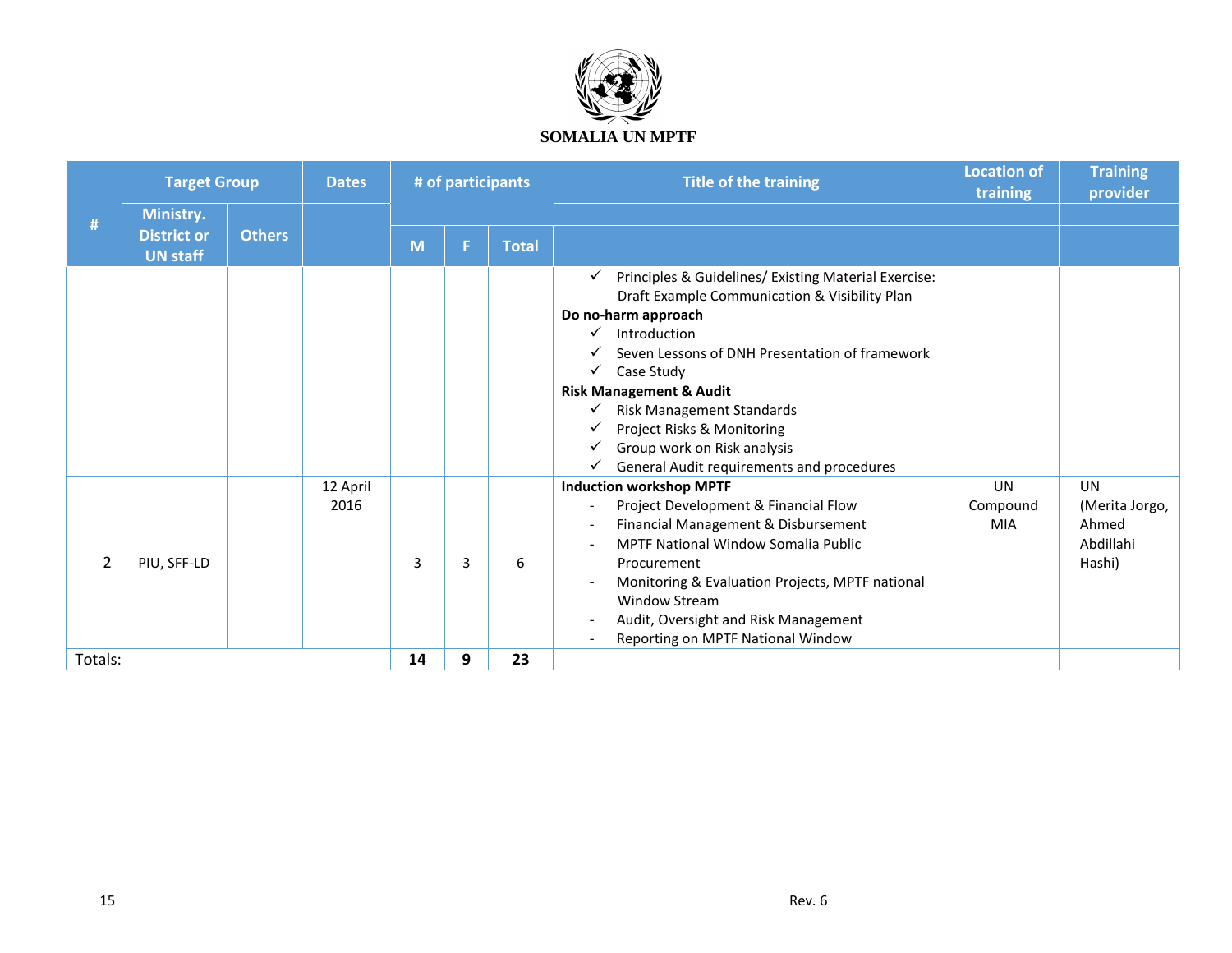SOMALIA UN MPTF

| # | Target Group | | Dates | # of participants | | | Title of the training | Location of training | Training provider |
|---|---|---|---|---|---|---|---|---|---|
| | Ministry. District or UN staff | Others | | M | F | Total | | | |
| | | | | | | | ✓ Principles & Guidelines/ Existing Material Exercise: Draft Example Communication & Visibility Plan<br>**Do no-harm approach**<br>✓ Introduction<br>✓ Seven Lessons of DNH Presentation of framework<br>✓ Case Study<br>**Risk Management & Audit**<br>✓ Risk Management Standards<br>✓ Project Risks & Monitoring<br>✓ Group work on Risk analysis<br>✓ General Audit requirements and procedures | | |
| 2 | PIU, SFF-LD | | 12 April 2016 | 3 | 3 | 6 | **Induction workshop MPTF**<br>- Project Development & Financial Flow<br>- Financial Management & Disbursement<br>- MPTF National Window Somalia Public Procurement<br>- Monitoring & Evaluation Projects, MPTF national Window Stream<br>- Audit, Oversight and Risk Management<br>- Reporting on MPTF National Window | UN Compound MIA | UN (Merita Jorgo, Ahmed Abdillahi Hashi) |
| Totals: | | | | **14** | **9** | **23** | | | |

Rev. 6